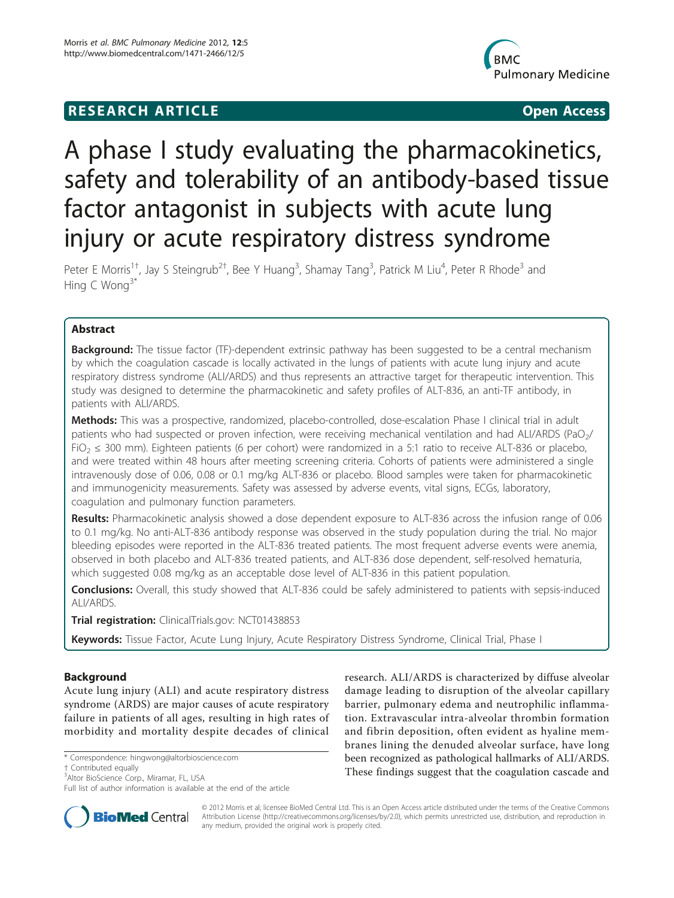**RESEARCH ARTICLE** **Open Access**

# A phase I study evaluating the pharmacokinetics, safety and tolerability of an antibody-based tissue factor antagonist in subjects with acute lung injury or acute respiratory distress syndrome

Peter E Morris[1†], Jay S Steingrub[2†], Bee Y Huang[3], Shamay Tang[3], Patrick M Liu[4], Peter R Rhode[3] and Hing C Wong[3*]

## Abstract

**Background:** The tissue factor (TF)-dependent extrinsic pathway has been suggested to be a central mechanism by which the coagulation cascade is locally activated in the lungs of patients with acute lung injury and acute respiratory distress syndrome (ALI/ARDS) and thus represents an attractive target for therapeutic intervention. This study was designed to determine the pharmacokinetic and safety profiles of ALT-836, an anti-TF antibody, in patients with ALI/ARDS.

**Methods:** This was a prospective, randomized, placebo-controlled, dose-escalation Phase I clinical trial in adult patients who had suspected or proven infection, were receiving mechanical ventilation and had ALI/ARDS ($PaO_2$/$FiO_2$ ≤ 300 mm). Eighteen patients (6 per cohort) were randomized in a 5:1 ratio to receive ALT-836 or placebo, and were treated within 48 hours after meeting screening criteria. Cohorts of patients were administered a single intravenously dose of 0.06, 0.08 or 0.1 mg/kg ALT-836 or placebo. Blood samples were taken for pharmacokinetic and immunogenicity measurements. Safety was assessed by adverse events, vital signs, ECGs, laboratory, coagulation and pulmonary function parameters.

**Results:** Pharmacokinetic analysis showed a dose dependent exposure to ALT-836 across the infusion range of 0.06 to 0.1 mg/kg. No anti-ALT-836 antibody response was observed in the study population during the trial. No major bleeding episodes were reported in the ALT-836 treated patients. The most frequent adverse events were anemia, observed in both placebo and ALT-836 treated patients, and ALT-836 dose dependent, self-resolved hematuria, which suggested 0.08 mg/kg as an acceptable dose level of ALT-836 in this patient population.

**Conclusions:** Overall, this study showed that ALT-836 could be safely administered to patients with sepsis-induced ALI/ARDS.

**Trial registration:** ClinicalTrials.gov: NCT01438853

**Keywords:** Tissue Factor, Acute Lung Injury, Acute Respiratory Distress Syndrome, Clinical Trial, Phase I

## Background

Acute lung injury (ALI) and acute respiratory distress syndrome (ARDS) are major causes of acute respiratory failure in patients of all ages, resulting in high rates of morbidity and mortality despite decades of clinical research. ALI/ARDS is characterized by diffuse alveolar damage leading to disruption of the alveolar capillary barrier, pulmonary edema and neutrophilic inflammation. Extravascular intra-alveolar thrombin formation and fibrin deposition, often evident as hyaline membranes lining the denuded alveolar surface, have long been recognized as pathological hallmarks of ALI/ARDS. These findings suggest that the coagulation cascade and

\* Correspondence: hingwong@altorbioscience.com
† Contributed equally
[3]Altor BioScience Corp., Miramar, FL, USA
Full list of author information is available at the end of the article

© 2012 Morris et al; licensee BioMed Central Ltd. This is an Open Access article distributed under the terms of the Creative Commons Attribution License (http://creativecommons.org/licenses/by/2.0), which permits unrestricted use, distribution, and reproduction in any medium, provided the original work is properly cited.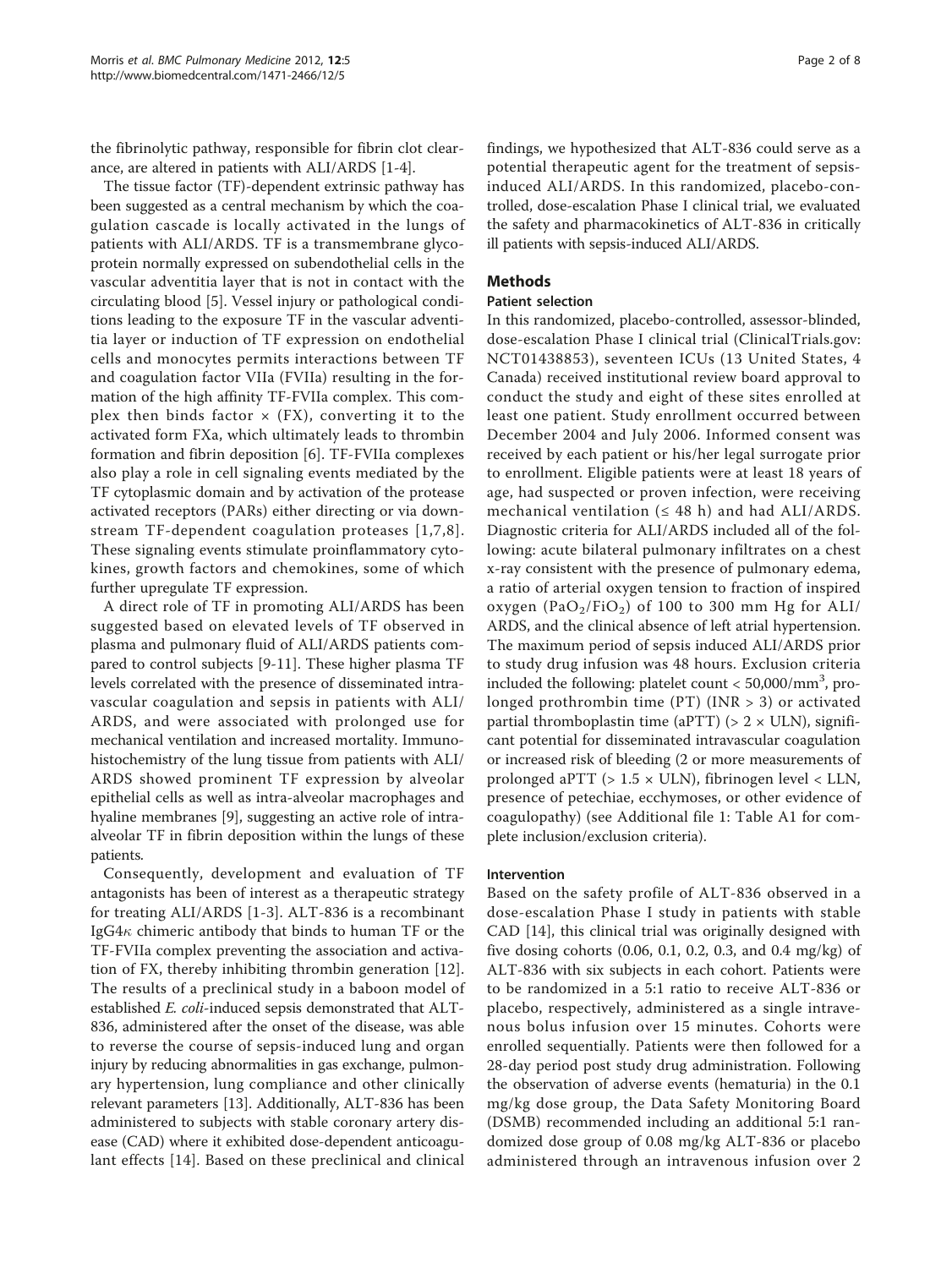the fibrinolytic pathway, responsible for fibrin clot clearance, are altered in patients with ALI/ARDS [1-4].

The tissue factor (TF)-dependent extrinsic pathway has been suggested as a central mechanism by which the coagulation cascade is locally activated in the lungs of patients with ALI/ARDS. TF is a transmembrane glycoprotein normally expressed on subendothelial cells in the vascular adventitia layer that is not in contact with the circulating blood [5]. Vessel injury or pathological conditions leading to the exposure TF in the vascular adventitia layer or induction of TF expression on endothelial cells and monocytes permits interactions between TF and coagulation factor VIIa (FVIIa) resulting in the formation of the high affinity TF-FVIIa complex. This complex then binds factor × (FX), converting it to the activated form FXa, which ultimately leads to thrombin formation and fibrin deposition [6]. TF-FVIIa complexes also play a role in cell signaling events mediated by the TF cytoplasmic domain and by activation of the protease activated receptors (PARs) either directing or via downstream TF-dependent coagulation proteases [1,7,8]. These signaling events stimulate proinflammatory cytokines, growth factors and chemokines, some of which further upregulate TF expression.

A direct role of TF in promoting ALI/ARDS has been suggested based on elevated levels of TF observed in plasma and pulmonary fluid of ALI/ARDS patients compared to control subjects [9-11]. These higher plasma TF levels correlated with the presence of disseminated intravascular coagulation and sepsis in patients with ALI/ARDS, and were associated with prolonged use for mechanical ventilation and increased mortality. Immunohistochemistry of the lung tissue from patients with ALI/ARDS showed prominent TF expression by alveolar epithelial cells as well as intra-alveolar macrophages and hyaline membranes [9], suggesting an active role of intra-alveolar TF in fibrin deposition within the lungs of these patients.

Consequently, development and evaluation of TF antagonists has been of interest as a therapeutic strategy for treating ALI/ARDS [1-3]. ALT-836 is a recombinant IgG4$\kappa$ chimeric antibody that binds to human TF or the TF-FVIIa complex preventing the association and activation of FX, thereby inhibiting thrombin generation [12]. The results of a preclinical study in a baboon model of established *E. coli*-induced sepsis demonstrated that ALT-836, administered after the onset of the disease, was able to reverse the course of sepsis-induced lung and organ injury by reducing abnormalities in gas exchange, pulmonary hypertension, lung compliance and other clinically relevant parameters [13]. Additionally, ALT-836 has been administered to subjects with stable coronary artery disease (CAD) where it exhibited dose-dependent anticoagulant effects [14]. Based on these preclinical and clinical findings, we hypothesized that ALT-836 could serve as a potential therapeutic agent for the treatment of sepsis-induced ALI/ARDS. In this randomized, placebo-controlled, dose-escalation Phase I clinical trial, we evaluated the safety and pharmacokinetics of ALT-836 in critically ill patients with sepsis-induced ALI/ARDS.

## Methods

### Patient selection

In this randomized, placebo-controlled, assessor-blinded, dose-escalation Phase I clinical trial (ClinicalTrials.gov: NCT01438853), seventeen ICUs (13 United States, 4 Canada) received institutional review board approval to conduct the study and eight of these sites enrolled at least one patient. Study enrollment occurred between December 2004 and July 2006. Informed consent was received by each patient or his/her legal surrogate prior to enrollment. Eligible patients were at least 18 years of age, had suspected or proven infection, were receiving mechanical ventilation (≤ 48 h) and had ALI/ARDS. Diagnostic criteria for ALI/ARDS included all of the following: acute bilateral pulmonary infiltrates on a chest x-ray consistent with the presence of pulmonary edema, a ratio of arterial oxygen tension to fraction of inspired oxygen ($PaO_2/FiO_2$) of 100 to 300 mm Hg for ALI/ARDS, and the clinical absence of left atrial hypertension. The maximum period of sepsis induced ALI/ARDS prior to study drug infusion was 48 hours. Exclusion criteria included the following: platelet count < 50,000/mm$^3$, prolonged prothrombin time (PT) (INR > 3) or activated partial thromboplastin time (aPTT) (> 2 × ULN), significant potential for disseminated intravascular coagulation or increased risk of bleeding (2 or more measurements of prolonged aPTT (> 1.5 × ULN), fibrinogen level < LLN, presence of petechiae, ecchymoses, or other evidence of coagulopathy) (see Additional file 1: Table A1 for complete inclusion/exclusion criteria).

### Intervention

Based on the safety profile of ALT-836 observed in a dose-escalation Phase I study in patients with stable CAD [14], this clinical trial was originally designed with five dosing cohorts (0.06, 0.1, 0.2, 0.3, and 0.4 mg/kg) of ALT-836 with six subjects in each cohort. Patients were to be randomized in a 5:1 ratio to receive ALT-836 or placebo, respectively, administered as a single intravenous bolus infusion over 15 minutes. Cohorts were enrolled sequentially. Patients were then followed for a 28-day period post study drug administration. Following the observation of adverse events (hematuria) in the 0.1 mg/kg dose group, the Data Safety Monitoring Board (DSMB) recommended including an additional 5:1 randomized dose group of 0.08 mg/kg ALT-836 or placebo administered through an intravenous infusion over 2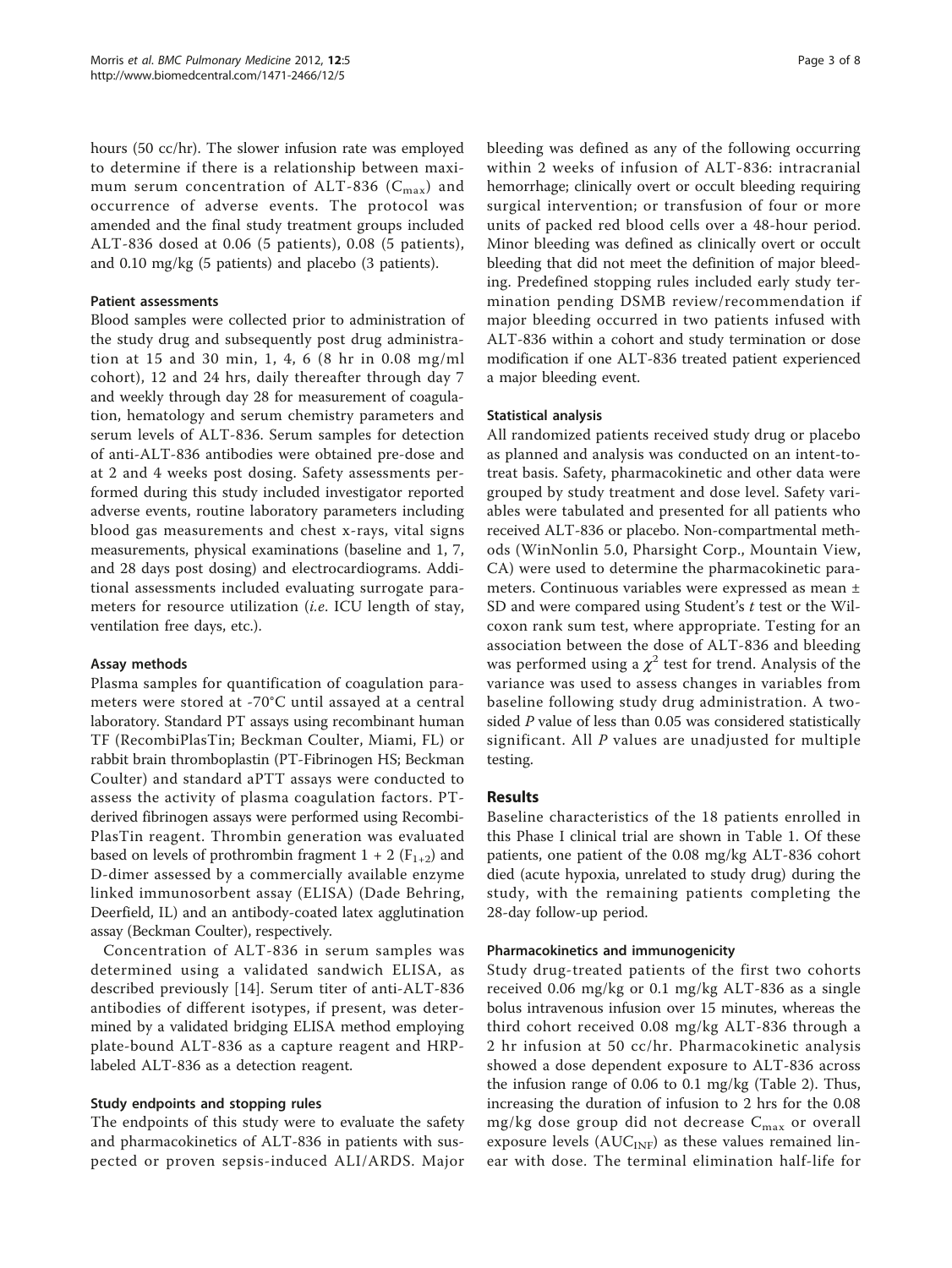hours (50 cc/hr). The slower infusion rate was employed to determine if there is a relationship between maximum serum concentration of ALT-836 ($C_{max}$) and occurrence of adverse events. The protocol was amended and the final study treatment groups included ALT-836 dosed at 0.06 (5 patients), 0.08 (5 patients), and 0.10 mg/kg (5 patients) and placebo (3 patients).

### Patient assessments

Blood samples were collected prior to administration of the study drug and subsequently post drug administration at 15 and 30 min, 1, 4, 6 (8 hr in 0.08 mg/ml cohort), 12 and 24 hrs, daily thereafter through day 7 and weekly through day 28 for measurement of coagulation, hematology and serum chemistry parameters and serum levels of ALT-836. Serum samples for detection of anti-ALT-836 antibodies were obtained pre-dose and at 2 and 4 weeks post dosing. Safety assessments performed during this study included investigator reported adverse events, routine laboratory parameters including blood gas measurements and chest x-rays, vital signs measurements, physical examinations (baseline and 1, 7, and 28 days post dosing) and electrocardiograms. Additional assessments included evaluating surrogate parameters for resource utilization (*i.e.* ICU length of stay, ventilation free days, etc.).

### Assay methods

Plasma samples for quantification of coagulation parameters were stored at -70°C until assayed at a central laboratory. Standard PT assays using recombinant human TF (RecombiPlasTin; Beckman Coulter, Miami, FL) or rabbit brain thromboplastin (PT-Fibrinogen HS; Beckman Coulter) and standard aPTT assays were conducted to assess the activity of plasma coagulation factors. PT-derived fibrinogen assays were performed using RecombiPlasTin reagent. Thrombin generation was evaluated based on levels of prothrombin fragment 1 + 2 ($F_{1+2}$) and D-dimer assessed by a commercially available enzyme linked immunosorbent assay (ELISA) (Dade Behring, Deerfield, IL) and an antibody-coated latex agglutination assay (Beckman Coulter), respectively.

Concentration of ALT-836 in serum samples was determined using a validated sandwich ELISA, as described previously [14]. Serum titer of anti-ALT-836 antibodies of different isotypes, if present, was determined by a validated bridging ELISA method employing plate-bound ALT-836 as a capture reagent and HRP-labeled ALT-836 as a detection reagent.

### Study endpoints and stopping rules

The endpoints of this study were to evaluate the safety and pharmacokinetics of ALT-836 in patients with suspected or proven sepsis-induced ALI/ARDS. Major bleeding was defined as any of the following occurring within 2 weeks of infusion of ALT-836: intracranial hemorrhage; clinically overt or occult bleeding requiring surgical intervention; or transfusion of four or more units of packed red blood cells over a 48-hour period. Minor bleeding was defined as clinically overt or occult bleeding that did not meet the definition of major bleeding. Predefined stopping rules included early study termination pending DSMB review/recommendation if major bleeding occurred in two patients infused with ALT-836 within a cohort and study termination or dose modification if one ALT-836 treated patient experienced a major bleeding event.

### Statistical analysis

All randomized patients received study drug or placebo as planned and analysis was conducted on an intent-to-treat basis. Safety, pharmacokinetic and other data were grouped by study treatment and dose level. Safety variables were tabulated and presented for all patients who received ALT-836 or placebo. Non-compartmental methods (WinNonlin 5.0, Pharsight Corp., Mountain View, CA) were used to determine the pharmacokinetic parameters. Continuous variables were expressed as mean ± SD and were compared using Student's *t* test or the Wilcoxon rank sum test, where appropriate. Testing for an association between the dose of ALT-836 and bleeding was performed using a $\chi^2$ test for trend. Analysis of the variance was used to assess changes in variables from baseline following study drug administration. A two-sided *P* value of less than 0.05 was considered statistically significant. All *P* values are unadjusted for multiple testing.

## Results

Baseline characteristics of the 18 patients enrolled in this Phase I clinical trial are shown in Table 1. Of these patients, one patient of the 0.08 mg/kg ALT-836 cohort died (acute hypoxia, unrelated to study drug) during the study, with the remaining patients completing the 28-day follow-up period.

### Pharmacokinetics and immunogenicity

Study drug-treated patients of the first two cohorts received 0.06 mg/kg or 0.1 mg/kg ALT-836 as a single bolus intravenous infusion over 15 minutes, whereas the third cohort received 0.08 mg/kg ALT-836 through a 2 hr infusion at 50 cc/hr. Pharmacokinetic analysis showed a dose dependent exposure to ALT-836 across the infusion range of 0.06 to 0.1 mg/kg (Table 2). Thus, increasing the duration of infusion to 2 hrs for the 0.08 mg/kg dose group did not decrease $C_{max}$ or overall exposure levels ($AUC_{INF}$) as these values remained linear with dose. The terminal elimination half-life for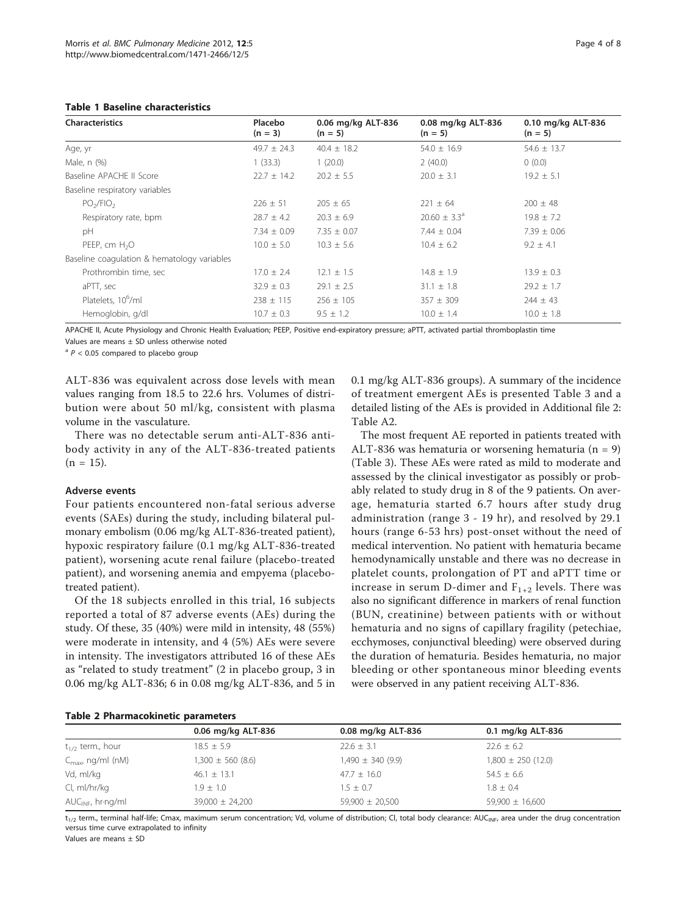**Table 1 Baseline characteristics**

| Characteristics | Placebo (n = 3) | 0.06 mg/kg ALT-836 (n = 5) | 0.08 mg/kg ALT-836 (n = 5) | 0.10 mg/kg ALT-836 (n = 5) |
|---|---|---|---|---|
| Age, yr | 49.7 ± 24.3 | 40.4 ± 18.2 | 54.0 ± 16.9 | 54.6 ± 13.7 |
| Male, n (%) | 1 (33.3) | 1 (20.0) | 2 (40.0) | 0 (0.0) |
| Baseline APACHE II Score | 22.7 ± 14.2 | 20.2 ± 5.5 | 20.0 ± 3.1 | 19.2 ± 5.1 |
| Baseline respiratory variables | | | | |
| $PO_2/FIO_2$ | 226 ± 51 | 205 ± 65 | 221 ± 64 | 200 ± 48 |
| Respiratory rate, bpm | 28.7 ± 4.2 | 20.3 ± 6.9 | 20.60 ± 3.3[a] | 19.8 ± 7.2 |
| pH | 7.34 ± 0.09 | 7.35 ± 0.07 | 7.44 ± 0.04 | 7.39 ± 0.06 |
| PEEP, cm $H_2O$ | 10.0 ± 5.0 | 10.3 ± 5.6 | 10.4 ± 6.2 | 9.2 ± 4.1 |
| Baseline coagulation & hematology variables | | | | |
| Prothrombin time, sec | 17.0 ± 2.4 | 12.1 ± 1.5 | 14.8 ± 1.9 | 13.9 ± 0.3 |
| aPTT, sec | 32.9 ± 0.3 | 29.1 ± 2.5 | 31.1 ± 1.8 | 29.2 ± 1.7 |
| Platelets, $10^6$/ml | 238 ± 115 | 256 ± 105 | 357 ± 309 | 244 ± 43 |
| Hemoglobin, g/dl | 10.7 ± 0.3 | 9.5 ± 1.2 | 10.0 ± 1.4 | 10.0 ± 1.8 |

APACHE II, Acute Physiology and Chronic Health Evaluation; PEEP, Positive end-expiratory pressure; aPTT, activated partial thromboplastin time

Values are means ± SD unless otherwise noted

[a] $P < 0.05$ compared to placebo group

ALT-836 was equivalent across dose levels with mean values ranging from 18.5 to 22.6 hrs. Volumes of distribution were about 50 ml/kg, consistent with plasma volume in the vasculature.

There was no detectable serum anti-ALT-836 antibody activity in any of the ALT-836-treated patients (n = 15).

### Adverse events

Four patients encountered non-fatal serious adverse events (SAEs) during the study, including bilateral pulmonary embolism (0.06 mg/kg ALT-836-treated patient), hypoxic respiratory failure (0.1 mg/kg ALT-836-treated patient), worsening acute renal failure (placebo-treated patient), and worsening anemia and empyema (placebo-treated patient).

Of the 18 subjects enrolled in this trial, 16 subjects reported a total of 87 adverse events (AEs) during the study. Of these, 35 (40%) were mild in intensity, 48 (55%) were moderate in intensity, and 4 (5%) AEs were severe in intensity. The investigators attributed 16 of these AEs as "related to study treatment" (2 in placebo group, 3 in 0.06 mg/kg ALT-836; 6 in 0.08 mg/kg ALT-836, and 5 in 0.1 mg/kg ALT-836 groups). A summary of the incidence of treatment emergent AEs is presented Table 3 and a detailed listing of the AEs is provided in Additional file 2: Table A2.

The most frequent AE reported in patients treated with ALT-836 was hematuria or worsening hematuria (n = 9) (Table 3). These AEs were rated as mild to moderate and assessed by the clinical investigator as possibly or probably related to study drug in 8 of the 9 patients. On average, hematuria started 6.7 hours after study drug administration (range 3 - 19 hr), and resolved by 29.1 hours (range 6-53 hrs) post-onset without the need of medical intervention. No patient with hematuria became hemodynamically unstable and there was no decrease in platelet counts, prolongation of PT and aPTT time or increase in serum D-dimer and $F_{1+2}$ levels. There was also no significant difference in markers of renal function (BUN, creatinine) between patients with or without hematuria and no signs of capillary fragility (petechiae, ecchymoses, conjunctival bleeding) were observed during the duration of hematuria. Besides hematuria, no major bleeding or other spontaneous minor bleeding events were observed in any patient receiving ALT-836.

**Table 2 Pharmacokinetic parameters**

| | 0.06 mg/kg ALT-836 | 0.08 mg/kg ALT-836 | 0.1 mg/kg ALT-836 |
|---|---|---|---|
| $t_{1/2}$ term., hour | 18.5 ± 5.9 | 22.6 ± 3.1 | 22.6 ± 6.2 |
| $C_{max}$, ng/ml (nM) | 1,300 ± 560 (8.6) | 1,490 ± 340 (9.9) | 1,800 ± 250 (12.0) |
| Vd, ml/kg | 46.1 ± 13.1 | 47.7 ± 16.0 | 54.5 ± 6.6 |
| Cl, ml/hr/kg | 1.9 ± 1.0 | 1.5 ± 0.7 | 1.8 ± 0.4 |
| $AUC_{INF}$, hr·ng/ml | 39,000 ± 24,200 | 59,900 ± 20,500 | 59,900 ± 16,600 |

$t_{1/2}$ term., terminal half-life; Cmax, maximum serum concentration; Vd, volume of distribution; Cl, total body clearance: $AUC_{INF}$, area under the drug concentration versus time curve extrapolated to infinity

Values are means ± SD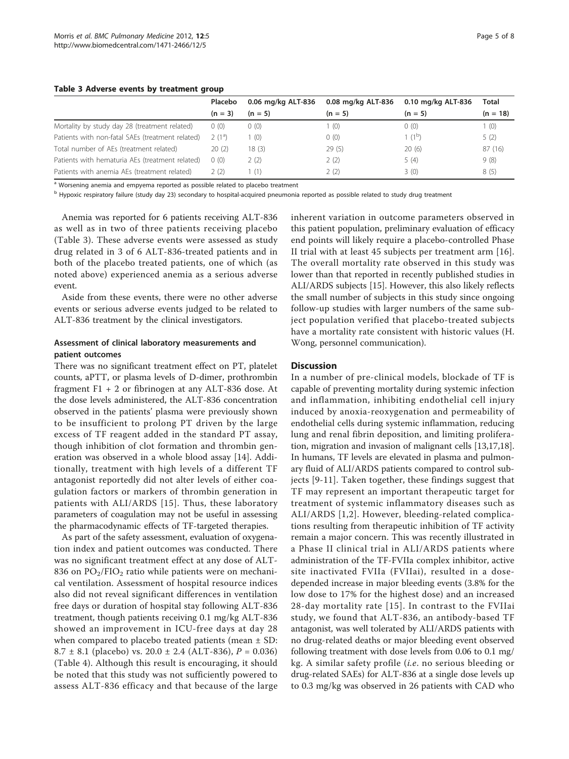**Table 3 Adverse events by treatment group**

| | Placebo (n = 3) | 0.06 mg/kg ALT-836 (n = 5) | 0.08 mg/kg ALT-836 (n = 5) | 0.10 mg/kg ALT-836 (n = 5) | Total (n = 18) |
|---|---|---|---|---|---|
| Mortality by study day 28 (treatment related) | 0 (0) | 0 (0) | 1 (0) | 0 (0) | 1 (0) |
| Patients with non-fatal SAEs (treatment related) | 2 (1[a]) | 1 (0) | 0 (0) | 1 (1[b]) | 5 (2) |
| Total number of AEs (treatment related) | 20 (2) | 18 (3) | 29 (5) | 20 (6) | 87 (16) |
| Patients with hematuria AEs (treatment related) | 0 (0) | 2 (2) | 2 (2) | 5 (4) | 9 (8) |
| Patients with anemia AEs (treatment related) | 2 (2) | 1 (1) | 2 (2) | 3 (0) | 8 (5) |

[a] Worsening anemia and empyema reported as possible related to placebo treatment

[b] Hypoxic respiratory failure (study day 23) secondary to hospital-acquired pneumonia reported as possible related to study drug treatment

Anemia was reported for 6 patients receiving ALT-836 as well as in two of three patients receiving placebo (Table 3). These adverse events were assessed as study drug related in 3 of 6 ALT-836-treated patients and in both of the placebo treated patients, one of which (as noted above) experienced anemia as a serious adverse event.

Aside from these events, there were no other adverse events or serious adverse events judged to be related to ALT-836 treatment by the clinical investigators.

### Assessment of clinical laboratory measurements and patient outcomes

There was no significant treatment effect on PT, platelet counts, aPTT, or plasma levels of D-dimer, prothrombin fragment F1 + 2 or fibrinogen at any ALT-836 dose. At the dose levels administered, the ALT-836 concentration observed in the patients' plasma were previously shown to be insufficient to prolong PT driven by the large excess of TF reagent added in the standard PT assay, though inhibition of clot formation and thrombin generation was observed in a whole blood assay [14]. Additionally, treatment with high levels of a different TF antagonist reportedly did not alter levels of either coagulation factors or markers of thrombin generation in patients with ALI/ARDS [15]. Thus, these laboratory parameters of coagulation may not be useful in assessing the pharmacodynamic effects of TF-targeted therapies.

As part of the safety assessment, evaluation of oxygenation index and patient outcomes was conducted. There was no significant treatment effect at any dose of ALT-836 on $PO_2/FIO_2$ ratio while patients were on mechanical ventilation. Assessment of hospital resource indices also did not reveal significant differences in ventilation free days or duration of hospital stay following ALT-836 treatment, though patients receiving 0.1 mg/kg ALT-836 showed an improvement in ICU-free days at day 28 when compared to placebo treated patients (mean ± SD: 8.7 ± 8.1 (placebo) vs. 20.0 ± 2.4 (ALT-836), $P = 0.036$) (Table 4). Although this result is encouraging, it should be noted that this study was not sufficiently powered to assess ALT-836 efficacy and that because of the large inherent variation in outcome parameters observed in this patient population, preliminary evaluation of efficacy end points will likely require a placebo-controlled Phase II trial with at least 45 subjects per treatment arm [16]. The overall mortality rate observed in this study was lower than that reported in recently published studies in ALI/ARDS subjects [15]. However, this also likely reflects the small number of subjects in this study since ongoing follow-up studies with larger numbers of the same subject population verified that placebo-treated subjects have a mortality rate consistent with historic values (H. Wong, personnel communication).

## Discussion

In a number of pre-clinical models, blockade of TF is capable of preventing mortality during systemic infection and inflammation, inhibiting endothelial cell injury induced by anoxia-reoxygenation and permeability of endothelial cells during systemic inflammation, reducing lung and renal fibrin deposition, and limiting proliferation, migration and invasion of malignant cells [13,17,18]. In humans, TF levels are elevated in plasma and pulmonary fluid of ALI/ARDS patients compared to control subjects [9-11]. Taken together, these findings suggest that TF may represent an important therapeutic target for treatment of systemic inflammatory diseases such as ALI/ARDS [1,2]. However, bleeding-related complications resulting from therapeutic inhibition of TF activity remain a major concern. This was recently illustrated in a Phase II clinical trial in ALI/ARDS patients where administration of the TF-FVIIa complex inhibitor, active site inactivated FVIIa (FVIIai), resulted in a dose-depended increase in major bleeding events (3.8% for the low dose to 17% for the highest dose) and an increased 28-day mortality rate [15]. In contrast to the FVIIai study, we found that ALT-836, an antibody-based TF antagonist, was well tolerated by ALI/ARDS patients with no drug-related deaths or major bleeding event observed following treatment with dose levels from 0.06 to 0.1 mg/kg. A similar safety profile (*i.e.* no serious bleeding or drug-related SAEs) for ALT-836 at a single dose levels up to 0.3 mg/kg was observed in 26 patients with CAD who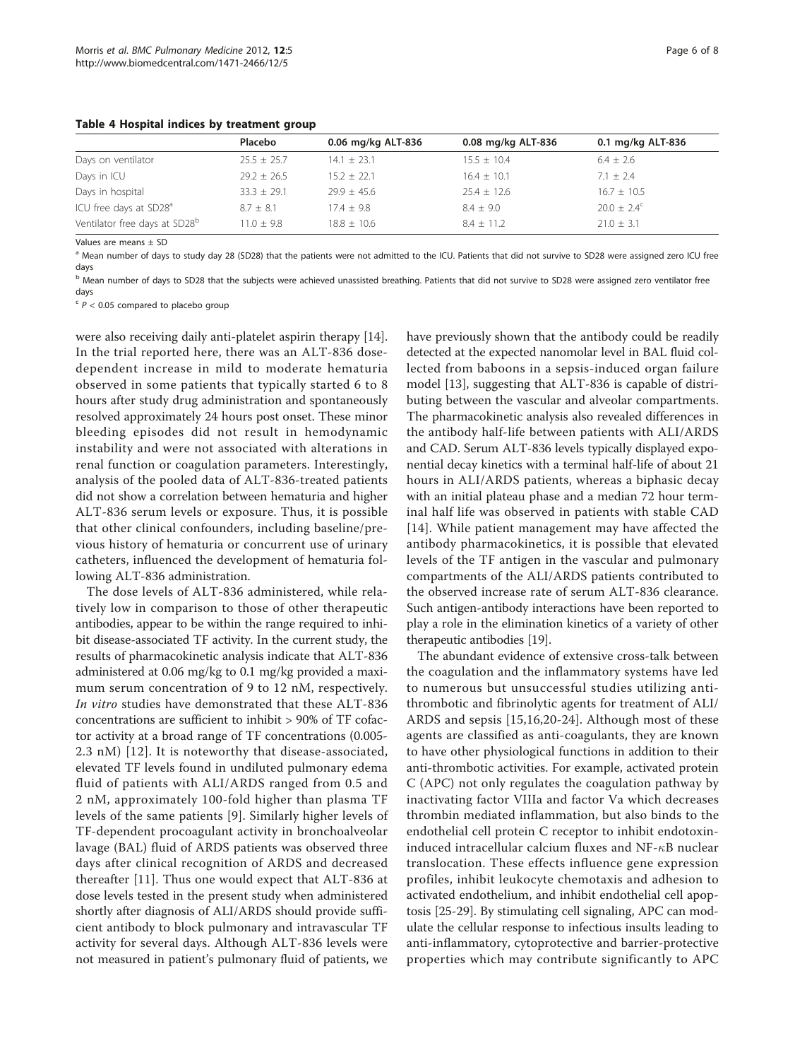**Table 4 Hospital indices by treatment group**

| | Placebo | 0.06 mg/kg ALT-836 | 0.08 mg/kg ALT-836 | 0.1 mg/kg ALT-836 |
|---|---|---|---|---|
| Days on ventilator | 25.5 ± 25.7 | 14.1 ± 23.1 | 15.5 ± 10.4 | 6.4 ± 2.6 |
| Days in ICU | 29.2 ± 26.5 | 15.2 ± 22.1 | 16.4 ± 10.1 | 7.1 ± 2.4 |
| Days in hospital | 33.3 ± 29.1 | 29.9 ± 45.6 | 25.4 ± 12.6 | 16.7 ± 10.5 |
| ICU free days at SD28[a] | 8.7 ± 8.1 | 17.4 ± 9.8 | 8.4 ± 9.0 | 20.0 ± 2.4[c] |
| Ventilator free days at SD28[b] | 11.0 ± 9.8 | 18.8 ± 10.6 | 8.4 ± 11.2 | 21.0 ± 3.1 |

Values are means ± SD

[a] Mean number of days to study day 28 (SD28) that the patients were not admitted to the ICU. Patients that did not survive to SD28 were assigned zero ICU free days

[b] Mean number of days to SD28 that the subjects were achieved unassisted breathing. Patients that did not survive to SD28 were assigned zero ventilator free days

[c] $P < 0.05$ compared to placebo group

were also receiving daily anti-platelet aspirin therapy [14]. In the trial reported here, there was an ALT-836 dose-dependent increase in mild to moderate hematuria observed in some patients that typically started 6 to 8 hours after study drug administration and spontaneously resolved approximately 24 hours post onset. These minor bleeding episodes did not result in hemodynamic instability and were not associated with alterations in renal function or coagulation parameters. Interestingly, analysis of the pooled data of ALT-836-treated patients did not show a correlation between hematuria and higher ALT-836 serum levels or exposure. Thus, it is possible that other clinical confounders, including baseline/previous history of hematuria or concurrent use of urinary catheters, influenced the development of hematuria following ALT-836 administration.

The dose levels of ALT-836 administered, while relatively low in comparison to those of other therapeutic antibodies, appear to be within the range required to inhibit disease-associated TF activity. In the current study, the results of pharmacokinetic analysis indicate that ALT-836 administered at 0.06 mg/kg to 0.1 mg/kg provided a maximum serum concentration of 9 to 12 nM, respectively. *In vitro* studies have demonstrated that these ALT-836 concentrations are sufficient to inhibit > 90% of TF cofactor activity at a broad range of TF concentrations (0.005-2.3 nM) [12]. It is noteworthy that disease-associated, elevated TF levels found in undiluted pulmonary edema fluid of patients with ALI/ARDS ranged from 0.5 and 2 nM, approximately 100-fold higher than plasma TF levels of the same patients [9]. Similarly higher levels of TF-dependent procoagulant activity in bronchoalveolar lavage (BAL) fluid of ARDS patients was observed three days after clinical recognition of ARDS and decreased thereafter [11]. Thus one would expect that ALT-836 at dose levels tested in the present study when administered shortly after diagnosis of ALI/ARDS should provide sufficient antibody to block pulmonary and intravascular TF activity for several days. Although ALT-836 levels were not measured in patient's pulmonary fluid of patients, we have previously shown that the antibody could be readily detected at the expected nanomolar level in BAL fluid collected from baboons in a sepsis-induced organ failure model [13], suggesting that ALT-836 is capable of distributing between the vascular and alveolar compartments. The pharmacokinetic analysis also revealed differences in the antibody half-life between patients with ALI/ARDS and CAD. Serum ALT-836 levels typically displayed exponential decay kinetics with a terminal half-life of about 21 hours in ALI/ARDS patients, whereas a biphasic decay with an initial plateau phase and a median 72 hour terminal half life was observed in patients with stable CAD [14]. While patient management may have affected the antibody pharmacokinetics, it is possible that elevated levels of the TF antigen in the vascular and pulmonary compartments of the ALI/ARDS patients contributed to the observed increase rate of serum ALT-836 clearance. Such antigen-antibody interactions have been reported to play a role in the elimination kinetics of a variety of other therapeutic antibodies [19].

The abundant evidence of extensive cross-talk between the coagulation and the inflammatory systems have led to numerous but unsuccessful studies utilizing anti-thrombotic and fibrinolytic agents for treatment of ALI/ARDS and sepsis [15,16,20-24]. Although most of these agents are classified as anti-coagulants, they are known to have other physiological functions in addition to their anti-thrombotic activities. For example, activated protein C (APC) not only regulates the coagulation pathway by inactivating factor VIIIa and factor Va which decreases thrombin mediated inflammation, but also binds to the endothelial cell protein C receptor to inhibit endotoxin-induced intracellular calcium fluxes and NF-$\kappa$B nuclear translocation. These effects influence gene expression profiles, inhibit leukocyte chemotaxis and adhesion to activated endothelium, and inhibit endothelial cell apoptosis [25-29]. By stimulating cell signaling, APC can modulate the cellular response to infectious insults leading to anti-inflammatory, cytoprotective and barrier-protective properties which may contribute significantly to APC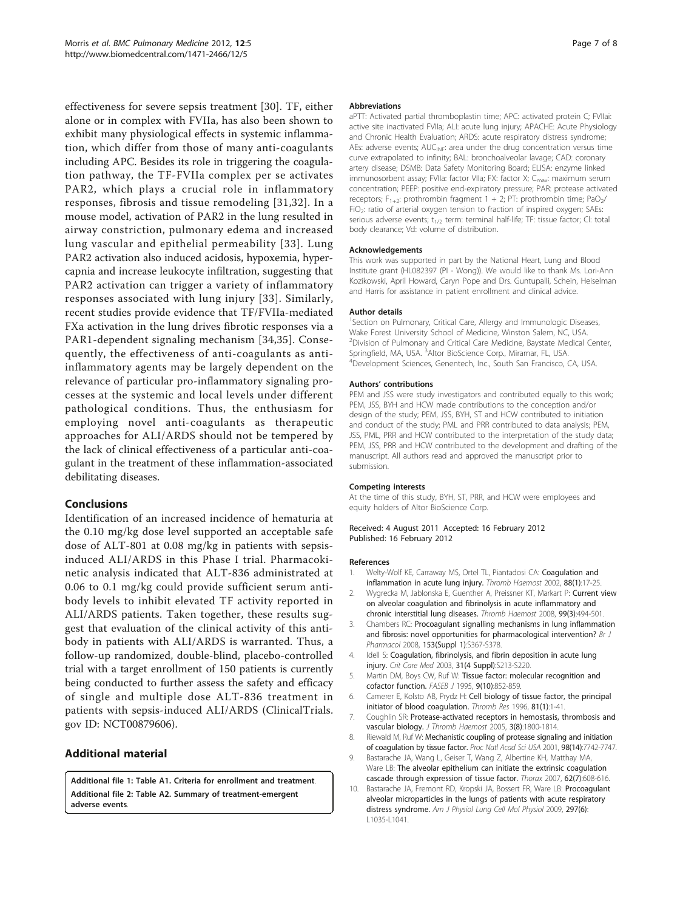effectiveness for severe sepsis treatment [30]. TF, either alone or in complex with FVIIa, has also been shown to exhibit many physiological effects in systemic inflammation, which differ from those of many anti-coagulants including APC. Besides its role in triggering the coagulation pathway, the TF-FVIIa complex per se activates PAR2, which plays a crucial role in inflammatory responses, fibrosis and tissue remodeling [31,32]. In a mouse model, activation of PAR2 in the lung resulted in airway constriction, pulmonary edema and increased lung vascular and epithelial permeability [33]. Lung PAR2 activation also induced acidosis, hypoxemia, hypercapnia and increase leukocyte infiltration, suggesting that PAR2 activation can trigger a variety of inflammatory responses associated with lung injury [33]. Similarly, recent studies provide evidence that TF/FVIIa-mediated FXa activation in the lung drives fibrotic responses via a PAR1-dependent signaling mechanism [34,35]. Consequently, the effectiveness of anti-coagulants as anti-inflammatory agents may be largely dependent on the relevance of particular pro-inflammatory signaling processes at the systemic and local levels under different pathological conditions. Thus, the enthusiasm for employing novel anti-coagulants as therapeutic approaches for ALI/ARDS should not be tempered by the lack of clinical effectiveness of a particular anti-coagulant in the treatment of these inflammation-associated debilitating diseases.

## Conclusions

Identification of an increased incidence of hematuria at the 0.10 mg/kg dose level supported an acceptable safe dose of ALT-801 at 0.08 mg/kg in patients with sepsis-induced ALI/ARDS in this Phase I trial. Pharmacokinetic analysis indicated that ALT-836 administrated at 0.06 to 0.1 mg/kg could provide sufficient serum antibody levels to inhibit elevated TF activity reported in ALI/ARDS patients. Taken together, these results suggest that evaluation of the clinical activity of this antibody in patients with ALI/ARDS is warranted. Thus, a follow-up randomized, double-blind, placebo-controlled trial with a target enrollment of 150 patients is currently being conducted to further assess the safety and efficacy of single and multiple dose ALT-836 treatment in patients with sepsis-induced ALI/ARDS (ClinicalTrials.gov ID: NCT00879606).

## Additional material

**Additional file 1: Table A1. Criteria for enrollment and treatment.**
**Additional file 2: Table A2. Summary of treatment-emergent adverse events.**

#### Abbreviations

aPTT: Activated partial thromboplastin time; APC: activated protein C; FVIIai: active site inactivated FVIIa; ALI: acute lung injury; APACHE: Acute Physiology and Chronic Health Evaluation; ARDS: acute respiratory distress syndrome; AEs: adverse events; $AUC_{INF}$: area under the drug concentration versus time curve extrapolated to infinity; BAL: bronchoalveolar lavage; CAD: coronary artery disease; DSMB: Data Safety Monitoring Board; ELISA: enzyme linked immunosorbent assay; FVIIa: factor VIIa; FX: factor X; $C_{max}$: maximum serum concentration; PEEP: positive end-expiratory pressure; PAR: protease activated receptors; $F_{1+2}$: prothrombin fragment 1 + 2; PT: prothrombin time; $PaO_2/FiO_2$: ratio of arterial oxygen tension to fraction of inspired oxygen; SAEs: serious adverse events; $t_{1/2}$ term: terminal half-life; TF: tissue factor; Cl: total body clearance; Vd: volume of distribution.

#### Acknowledgements

This work was supported in part by the National Heart, Lung and Blood Institute grant (HL082397 (PI - Wong)). We would like to thank Ms. Lori-Ann Kozikowski, April Howard, Caryn Pope and Drs. Guntupalli, Schein, Heiselman and Harris for assistance in patient enrollment and clinical advice.

#### Author details

[1]Section on Pulmonary, Critical Care, Allergy and Immunologic Diseases, Wake Forest University School of Medicine, Winston Salem, NC, USA. [2]Division of Pulmonary and Critical Care Medicine, Baystate Medical Center, Springfield, MA, USA. [3]Altor BioScience Corp., Miramar, FL, USA. [4]Development Sciences, Genentech, Inc., South San Francisco, CA, USA.

#### Authors' contributions

PEM and JSS were study investigators and contributed equally to this work; PEM, JSS, BYH and HCW made contributions to the conception and/or design of the study; PEM, JSS, BYH, ST and HCW contributed to initiation and conduct of the study; PML and PRR contributed to data analysis; PEM, JSS, PML, PRR and HCW contributed to the interpretation of the study data; PEM, JSS, PRR and HCW contributed to the development and drafting of the manuscript. All authors read and approved the manuscript prior to submission.

#### Competing interests

At the time of this study, BYH, ST, PRR, and HCW were employees and equity holders of Altor BioScience Corp.

Received: 4 August 2011 Accepted: 16 February 2012
Published: 16 February 2012

#### References

1. Welty-Wolf KE, Carraway MS, Ortel TL, Piantadosi CA: **Coagulation and inflammation in acute lung injury.** *Thromb Haemost* 2002, **88(1)**:17-25.
2. Wygrecka M, Jablonska E, Guenther A, Preissner KT, Markart P: **Current view on alveolar coagulation and fibrinolysis in acute inflammatory and chronic interstitial lung diseases.** *Thromb Haemost* 2008, **99(3)**:494-501.
3. Chambers RC: **Procoagulant signalling mechanisms in lung inflammation and fibrosis: novel opportunities for pharmacological intervention?** *Br J Pharmacol* 2008, **153(Suppl 1)**:S367-S378.
4. Idell S: **Coagulation, fibrinolysis, and fibrin deposition in acute lung injury.** *Crit Care Med* 2003, **31(4 Suppl)**:S213-S220.
5. Martin DM, Boys CW, Ruf W: **Tissue factor: molecular recognition and cofactor function.** *FASEB J* 1995, **9(10)**:852-859.
6. Camerer E, Kolsto AB, Prydz H: **Cell biology of tissue factor, the principal initiator of blood coagulation.** *Thromb Res* 1996, **81(1)**:1-41.
7. Coughlin SR: **Protease-activated receptors in hemostasis, thrombosis and vascular biology.** *J Thromb Haemost* 2005, **3(8)**:1800-1814.
8. Riewald M, Ruf W: **Mechanistic coupling of protease signaling and initiation of coagulation by tissue factor.** *Proc Natl Acad Sci USA* 2001, **98(14)**:7742-7747.
9. Bastarache JA, Wang L, Geiser T, Wang Z, Albertine KH, Matthay MA, Ware LB: **The alveolar epithelium can initiate the extrinsic coagulation cascade through expression of tissue factor.** *Thorax* 2007, **62(7)**:608-616.
10. Bastarache JA, Fremont RD, Kropski JA, Bossert FR, Ware LB: **Procoagulant alveolar microparticles in the lungs of patients with acute respiratory distress syndrome.** *Am J Physiol Lung Cell Mol Physiol* 2009, **297(6)**: L1035-L1041.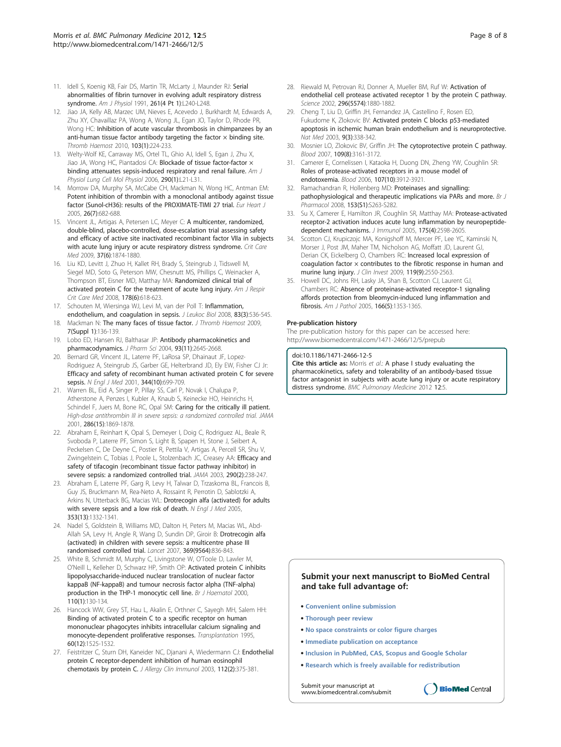11. Idell S, Koenig KB, Fair DS, Martin TR, McLarty J, Maunder RJ: **Serial abnormalities of fibrin turnover in evolving adult respiratory distress syndrome.** *Am J Physiol* 1991, **261(4 Pt 1)**:L240-L248.
12. Jiao JA, Kelly AB, Marzec UM, Nieves E, Acevedo J, Burkhardt M, Edwards A, Zhu XY, Chavaillaz PA, Wong A, Wong JL, Egan JO, Taylor D, Rhode PR, Wong HC: **Inhibition of acute vascular thrombosis in chimpanzees by an anti-human tissue factor antibody targeting the factor × binding site.** *Thromb Haemost* 2010, **103(1)**:224-233.
13. Welty-Wolf KE, Carraway MS, Ortel TL, Ghio AJ, Idell S, Egan J, Zhu X, Jiao JA, Wong HC, Piantadosi CA: **Blockade of tissue factor-factor × binding attenuates sepsis-induced respiratory and renal failure.** *Am J Physiol Lung Cell Mol Physiol* 2006, **290(1)**:L21-L31.
14. Morrow DA, Murphy SA, McCabe CH, Mackman N, Wong HC, Antman EM: **Potent inhibition of thrombin with a monoclonal antibody against tissue factor (Sunol-cH36): results of the PROXIMATE-TIMI 27 trial.** *Eur Heart J* 2005, **26(7)**:682-688.
15. Vincent JL, Artigas A, Petersen LC, Meyer C: **A multicenter, randomized, double-blind, placebo-controlled, dose-escalation trial assessing safety and efficacy of active site inactivated recombinant factor VIIa in subjects with acute lung injury or acute respiratory distress syndrome.** *Crit Care Med* 2009, **37(6)**:1874-1880.
16. Liu KD, Levitt J, Zhuo H, Kallet RH, Brady S, Steingrub J, Tidswell M, Siegel MD, Soto G, Peterson MW, Chesnutt MS, Phillips C, Weinacker A, Thompson BT, Eisner MD, Matthay MA: **Randomized clinical trial of activated protein C for the treatment of acute lung injury.** *Am J Respir Crit Care Med* 2008, **178(6)**:618-623.
17. Schouten M, Wiersinga WJ, Levi M, van der Poll T: **Inflammation, endothelium, and coagulation in sepsis.** *J Leukoc Biol* 2008, **83(3)**:536-545.
18. Mackman N: **The many faces of tissue factor.** *J Thromb Haemost* 2009, **7(Suppl 1)**:136-139.
19. Lobo ED, Hansen RJ, Balthasar JP: **Antibody pharmacokinetics and pharmacodynamics.** *J Pharm Sci* 2004, **93(11)**:2645-2668.
20. Bernard GR, Vincent JL, Laterre PF, LaRosa SP, Dhainaut JF, Lopez-Rodriguez A, Steingrub JS, Garber GE, Helterbrand JD, Ely EW, Fisher CJ Jr: **Efficacy and safety of recombinant human activated protein C for severe sepsis.** *N Engl J Med* 2001, **344(10)**:699-709.
21. Warren BL, Eid A, Singer P, Pillay SS, Carl P, Novak I, Chalupa P, Atherstone A, Penzes I, Kubler A, Knaub S, Keinecke HO, Heinrichs H, Schindel F, Juers M, Bone RC, Opal SM: **Caring for the critically ill patient.** *High-dose antithrombin III in severe sepsis: a randomized controlled trial. JAMA* 2001, **286(15)**:1869-1878.
22. Abraham E, Reinhart K, Opal S, Demeyer I, Doig C, Rodriguez AL, Beale R, Svoboda P, Laterre PF, Simon S, Light B, Spapen H, Stone J, Seibert A, Peckelsen C, De Deyne C, Postier R, Pettila V, Artigas A, Percell SR, Shu V, Zwingelstein C, Tobias J, Poole L, Stolzenbach JC, Creasey AA: **Efficacy and safety of tifacogin (recombinant tissue factor pathway inhibitor) in severe sepsis: a randomized controlled trial.** *JAMA* 2003, **290(2)**:238-247.
23. Abraham E, Laterre PF, Garg R, Levy H, Talwar D, Trzaskoma BL, Francois B, Guy JS, Bruckmann M, Rea-Neto A, Rossaint R, Perrotin D, Sablotzki A, Arkins N, Utterback BG, Macias WL: **Drotrecogin alfa (activated) for adults with severe sepsis and a low risk of death.** *N Engl J Med* 2005, **353(13)**:1332-1341.
24. Nadel S, Goldstein B, Williams MD, Dalton H, Peters M, Macias WL, Abd-Allah SA, Levy H, Angle R, Wang D, Sundin DP, Giroir B: **Drotrecogin alfa (activated) in children with severe sepsis: a multicentre phase III randomised controlled trial.** *Lancet* 2007, **369(9564)**:836-843.
25. White B, Schmidt M, Murphy C, Livingstone W, O'Toole D, Lawler M, O'Neill L, Kelleher D, Schwarz HP, Smith OP: **Activated protein C inhibits lipopolysaccharide-induced nuclear translocation of nuclear factor kappaB (NF-kappaB) and tumour necrosis factor alpha (TNF-alpha) production in the THP-1 monocytic cell line.** *Br J Haematol* 2000, **110(1)**:130-134.
26. Hancock WW, Grey ST, Hau L, Akalin E, Orthner C, Sayegh MH, Salem HH: **Binding of activated protein C to a specific receptor on human mononuclear phagocytes inhibits intracellular calcium signaling and monocyte-dependent proliferative responses.** *Transplantation* 1995, **60(12)**:1525-1532.
27. Feistritzer C, Sturn DH, Kaneider NC, Djanani A, Wiedermann CJ: **Endothelial protein C receptor-dependent inhibition of human eosinophil chemotaxis by protein C.** *J Allergy Clin Immunol* 2003, **112(2)**:375-381.
28. Riewald M, Petrovan RJ, Donner A, Mueller BM, Ruf W: **Activation of endothelial cell protease activated receptor 1 by the protein C pathway.** *Science* 2002, **296(5574)**:1880-1882.
29. Cheng T, Liu D, Griffin JH, Fernandez JA, Castellino F, Rosen ED, Fukudome K, Zlokovic BV: **Activated protein C blocks p53-mediated apoptosis in ischemic human brain endothelium and is neuroprotective.** *Nat Med* 2003, **9(3)**:338-342.
30. Mosnier LO, Zlokovic BV, Griffin JH: **The cytoprotective protein C pathway.** *Blood* 2007, **109(8)**:3161-3172.
31. Camerer E, Cornelissen I, Kataoka H, Duong DN, Zheng YW, Coughlin SR: **Roles of protease-activated receptors in a mouse model of endotoxemia.** *Blood* 2006, **107(10)**:3912-3921.
32. Ramachandran R, Hollenberg MD: **Proteinases and signalling: pathophysiological and therapeutic implications via PARs and more.** *Br J Pharmacol* 2008, **153(S1)**:S263-S282.
33. Su X, Camerer E, Hamilton JR, Coughlin SR, Matthay MA: **Protease-activated receptor-2 activation induces acute lung inflammation by neuropeptide-dependent mechanisms.** *J Immunol* 2005, **175(4)**:2598-2605.
34. Scotton CJ, Krupiczojc MA, Konigshoff M, Mercer PF, Lee YC, Kaminski N, Morser J, Post JM, Maher TM, Nicholson AG, Moffatt JD, Laurent GJ, Derian CK, Eickelberg O, Chambers RC: **Increased local expression of coagulation factor × contributes to the fibrotic response in human and murine lung injury.** *J Clin Invest* 2009, **119(9)**:2550-2563.
35. Howell DC, Johns RH, Lasky JA, Shan B, Scotton CJ, Laurent GJ, Chambers RC: **Absence of proteinase-activated receptor-1 signaling affords protection from bleomycin-induced lung inflammation and fibrosis.** *Am J Pathol* 2005, **166(5)**:1353-1365.

### Pre-publication history

The pre-publication history for this paper can be accessed here:
http://www.biomedcentral.com/1471-2466/12/5/prepub

doi:10.1186/1471-2466-12-5

**Cite this article as:** Morris *et al.*: A phase I study evaluating the pharmacokinetics, safety and tolerability of an antibody-based tissue factor antagonist in subjects with acute lung injury or acute respiratory distress syndrome. *BMC Pulmonary Medicine* 2012 **12**:5.

**Submit your next manuscript to BioMed Central and take full advantage of:**

- Convenient online submission
- Thorough peer review
- No space constraints or color figure charges
- Immediate publication on acceptance
- Inclusion in PubMed, CAS, Scopus and Google Scholar
- Research which is freely available for redistribution

Submit your manuscript at
www.biomedcentral.com/submit

BioMed Central